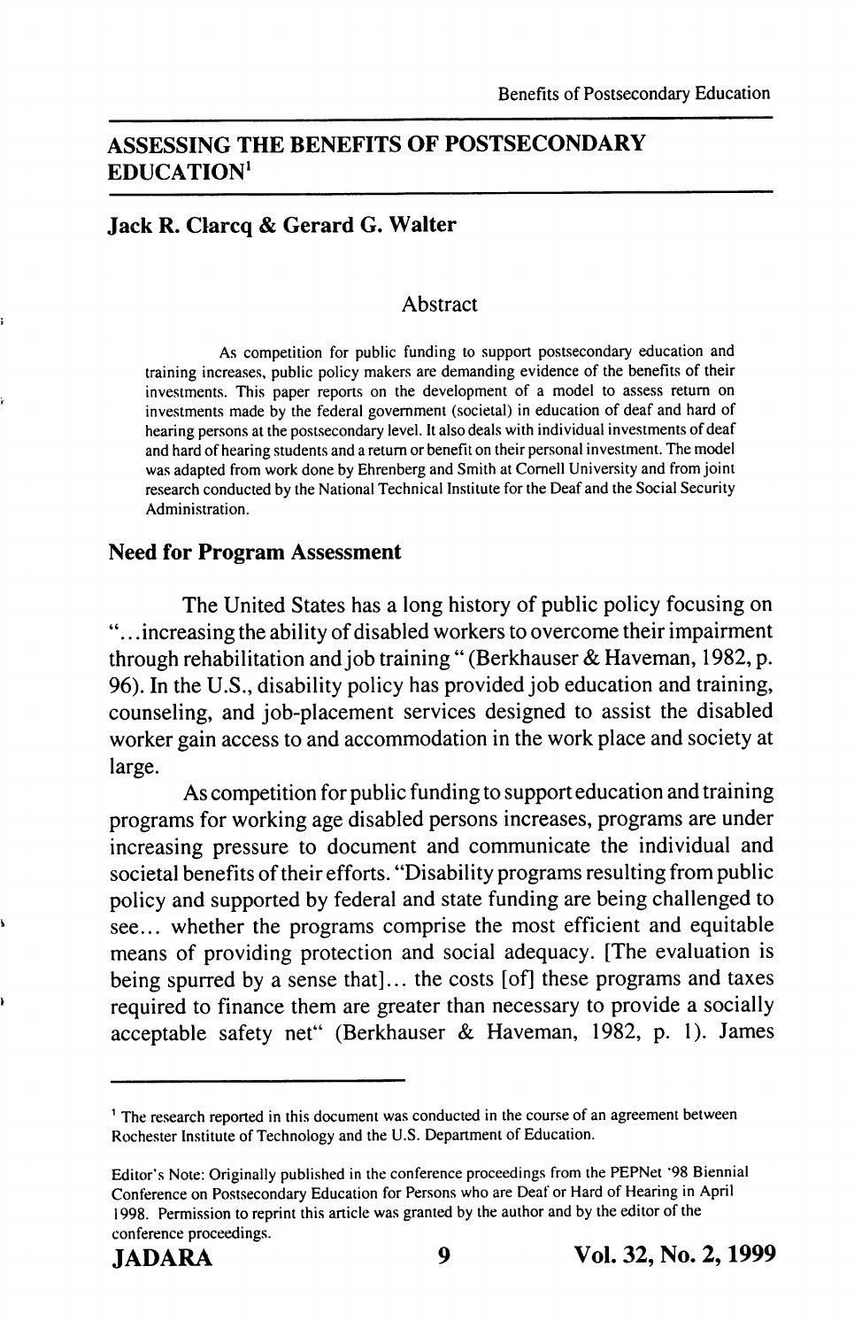# ASSESSING THE BENEFITS OF POSTSECONDARY EDUCATION[1]

**Jack R. Clarcq & Gerard G. Walter**

## Abstract

As competition for public funding to support postsecondary education and training increases, public policy makers are demanding evidence of the benefits of their investments. This paper reports on the development of a model to assess return on investments made by the federal government (societal) in education of deaf and hard of hearing persons at the postsecondary level. It also deals with individual investments of deaf and hard of hearing students and a return or benefit on their personal investment. The model was adapted from work done by Ehrenberg and Smith at Cornell University and from joint research conducted by the National Technical Institute for the Deaf and the Social Security Administration.

## Need for Program Assessment

The United States has a long history of public policy focusing on "...increasing the ability of disabled workers to overcome their impairment through rehabilitation and job training " (Berkhauser & Haveman, 1982, p. 96). In the U.S., disability policy has provided job education and training, counseling, and job-placement services designed to assist the disabled worker gain access to and accommodation in the work place and society at large.

As competition for public funding to support education and training programs for working age disabled persons increases, programs are under increasing pressure to document and communicate the individual and societal benefits of their efforts. "Disability programs resulting from public policy and supported by federal and state funding are being challenged to see... whether the programs comprise the most efficient and equitable means of providing protection and social adequacy. [The evaluation is being spurred by a sense that]... the costs [of] these programs and taxes required to finance them are greater than necessary to provide a socially acceptable safety net" (Berkhauser & Haveman, 1982, p. 1). James

---

[1] The research reported in this document was conducted in the course of an agreement between Rochester Institute of Technology and the U.S. Department of Education.

Editor's Note: Originally published in the conference proceedings from the PEPNet '98 Biennial Conference on Postsecondary Education for Persons who are Deaf or Hard of Hearing in April 1998. Permission to reprint this article was granted by the author and by the editor of the conference proceedings.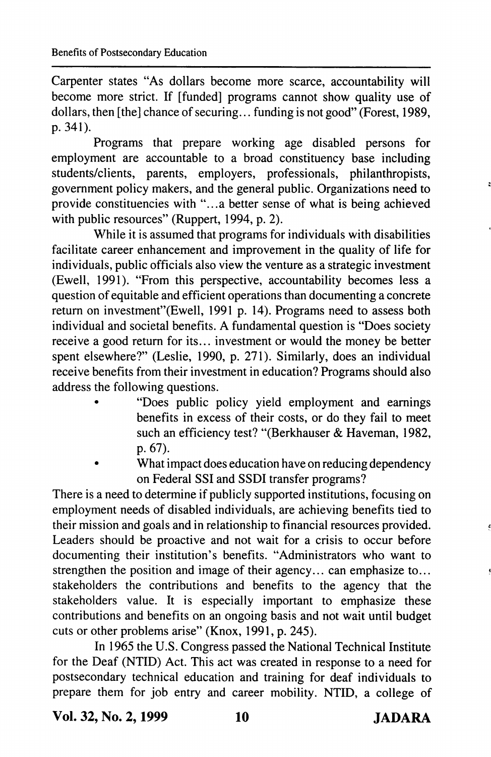Carpenter states "As dollars become more scarce, accountability will become more strict. If [funded] programs cannot show quality use of dollars, then [the] chance of securing... funding is not good" (Forest, 1989, p. 341).

Programs that prepare working age disabled persons for employment are accountable to a broad constituency base including students/clients, parents, employers, professionals, philanthropists, government policy makers, and the general public. Organizations need to provide constituencies with "...a better sense of what is being achieved with public resources" (Ruppert, 1994, p. 2).

While it is assumed that programs for individuals with disabilities facilitate career enhancement and improvement in the quality of life for individuals, public officials also view the venture as a strategic investment (Ewell, 1991). "From this perspective, accountability becomes less a question of equitable and efficient operations than documenting a concrete return on investment"(Ewell, 1991 p. 14). Programs need to assess both individual and societal benefits. A fundamental question is "Does society receive a good return for its... investment or would the money be better spent elsewhere?" (Leslie, 1990, p. 271). Similarly, does an individual receive benefits from their investment in education? Programs should also address the following questions.

- "Does public policy yield employment and earnings benefits in excess of their costs, or do they fail to meet such an efficiency test? "(Berkhauser & Haveman, 1982, p. 67).
- What impact does education have on reducing dependency on Federal SSI and SSDI transfer programs?

There is a need to determine if publicly supported institutions, focusing on employment needs of disabled individuals, are achieving benefits tied to their mission and goals and in relationship to financial resources provided. Leaders should be proactive and not wait for a crisis to occur before documenting their institution's benefits. "Administrators who want to strengthen the position and image of their agency... can emphasize to... stakeholders the contributions and benefits to the agency that the stakeholders value. It is especially important to emphasize these contributions and benefits on an ongoing basis and not wait until budget cuts or other problems arise" (Knox, 1991, p. 245).

In 1965 the U.S. Congress passed the National Technical Institute for the Deaf (NTID) Act. This act was created in response to a need for postsecondary technical education and training for deaf individuals to prepare them for job entry and career mobility. NTID, a college of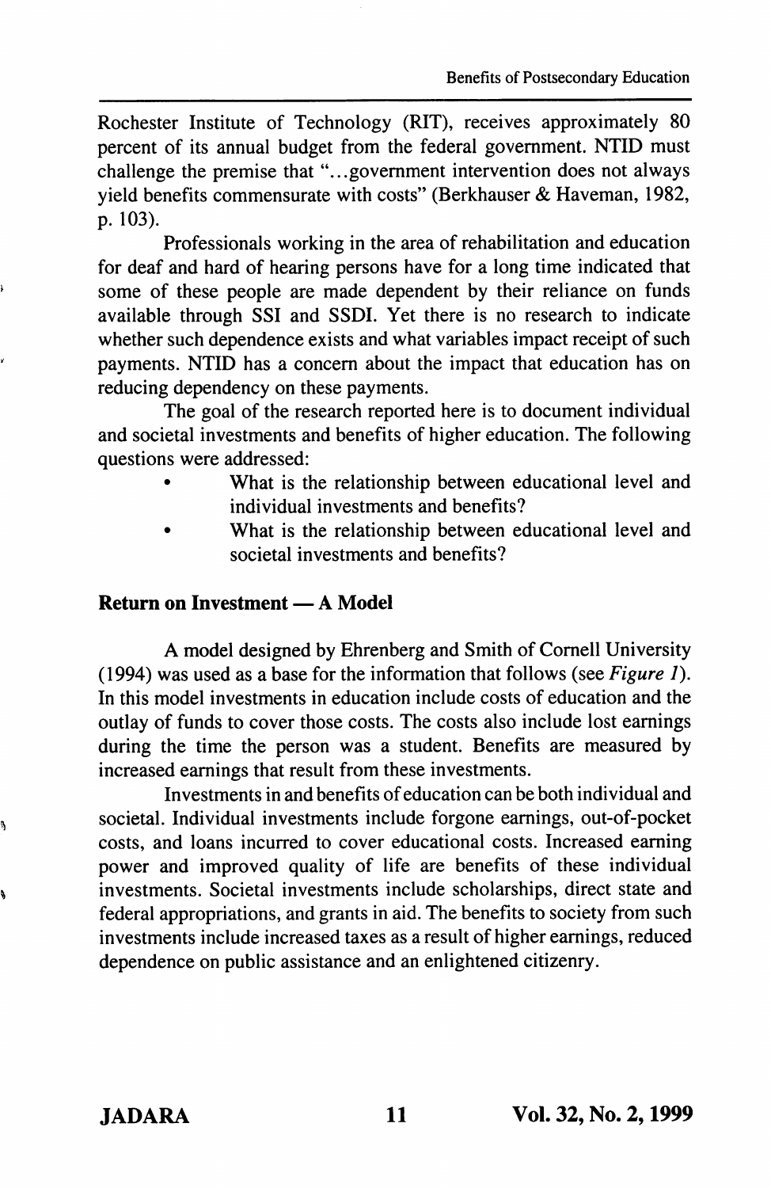Rochester Institute of Technology (RIT), receives approximately 80 percent of its annual budget from the federal government. NTID must challenge the premise that "...government intervention does not always yield benefits commensurate with costs" (Berkhauser & Haveman, 1982, p. 103).

Professionals working in the area of rehabilitation and education for deaf and hard of hearing persons have for a long time indicated that some of these people are made dependent by their reliance on funds available through SSI and SSDI. Yet there is no research to indicate whether such dependence exists and what variables impact receipt of such payments. NTID has a concern about the impact that education has on reducing dependency on these payments.

The goal of the research reported here is to document individual and societal investments and benefits of higher education. The following questions were addressed:

- What is the relationship between educational level and individual investments and benefits?
- What is the relationship between educational level and societal investments and benefits?

## Return on Investment — A Model

A model designed by Ehrenberg and Smith of Cornell University (1994) was used as a base for the information that follows (see *Figure 1*). In this model investments in education include costs of education and the outlay of funds to cover those costs. The costs also include lost earnings during the time the person was a student. Benefits are measured by increased earnings that result from these investments.

Investments in and benefits of education can be both individual and societal. Individual investments include forgone earnings, out-of-pocket costs, and loans incurred to cover educational costs. Increased earning power and improved quality of life are benefits of these individual investments. Societal investments include scholarships, direct state and federal appropriations, and grants in aid. The benefits to society from such investments include increased taxes as a result of higher earnings, reduced dependence on public assistance and an enlightened citizenry.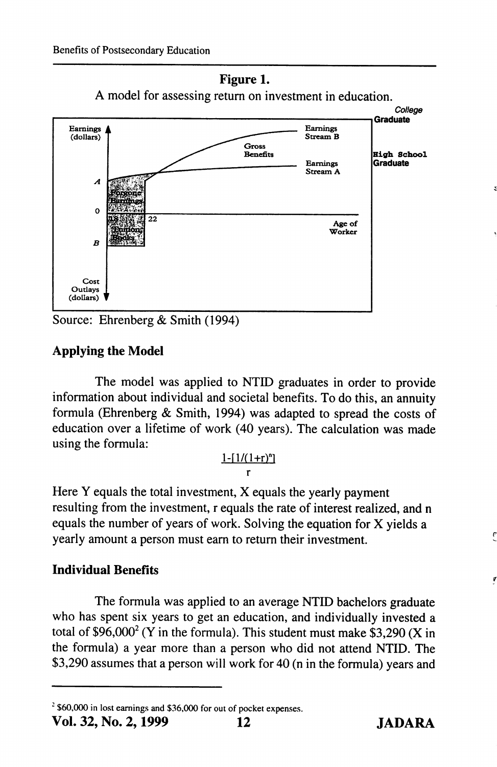**Figure 1.**

A model for assessing return on investment in education.

Source: Ehrenberg & Smith (1994)

### Applying the Model

The model was applied to NTID graduates in order to provide information about individual and societal benefits. To do this, an annuity formula (Ehrenberg & Smith, 1994) was adapted to spread the costs of education over a lifetime of work (40 years). The calculation was made using the formula:

$$\frac{1-[1/(1+r)^n]}{r}$$

Here Y equals the total investment, X equals the yearly payment resulting from the investment, r equals the rate of interest realized, and n equals the number of years of work. Solving the equation for X yields a yearly amount a person must earn to return their investment.

### Individual Benefits

The formula was applied to an average NTID bachelors graduate who has spent six years to get an education, and individually invested a total of $96,000[2] (Y in the formula). This student must make $3,290 (X in the formula) a year more than a person who did not attend NTID. The $3,290 assumes that a person will work for 40 (n in the formula) years and

[2] $60,000 in lost earnings and $36,000 for out of pocket expenses.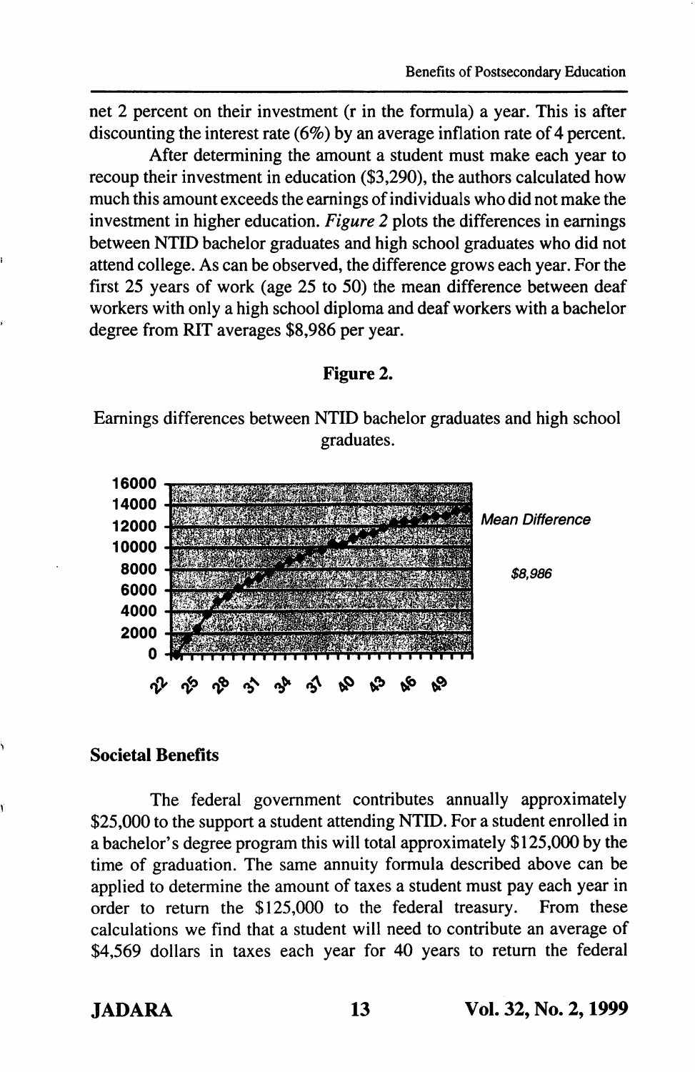net 2 percent on their investment (r in the formula) a year. This is after discounting the interest rate (6%) by an average inflation rate of 4 percent.

After determining the amount a student must make each year to recoup their investment in education ($3,290), the authors calculated how much this amount exceeds the earnings of individuals who did not make the investment in higher education. *Figure 2* plots the differences in earnings between NTID bachelor graduates and high school graduates who did not attend college. As can be observed, the difference grows each year. For the first 25 years of work (age 25 to 50) the mean difference between deaf workers with only a high school diploma and deaf workers with a bachelor degree from RIT averages $8,986 per year.

**Figure 2.**

Earnings differences between NTID bachelor graduates and high school graduates.

16000
14000
12000
10000
8000
6000
4000
2000
0

22 25 28 31 34 37 40 43 46 49

*Mean Difference*

*$8,986*

### Societal Benefits

The federal government contributes annually approximately $25,000 to the support a student attending NTID. For a student enrolled in a bachelor's degree program this will total approximately $125,000 by the time of graduation. The same annuity formula described above can be applied to determine the amount of taxes a student must pay each year in order to return the $125,000 to the federal treasury. From these calculations we find that a student will need to contribute an average of $4,569 dollars in taxes each year for 40 years to return the federal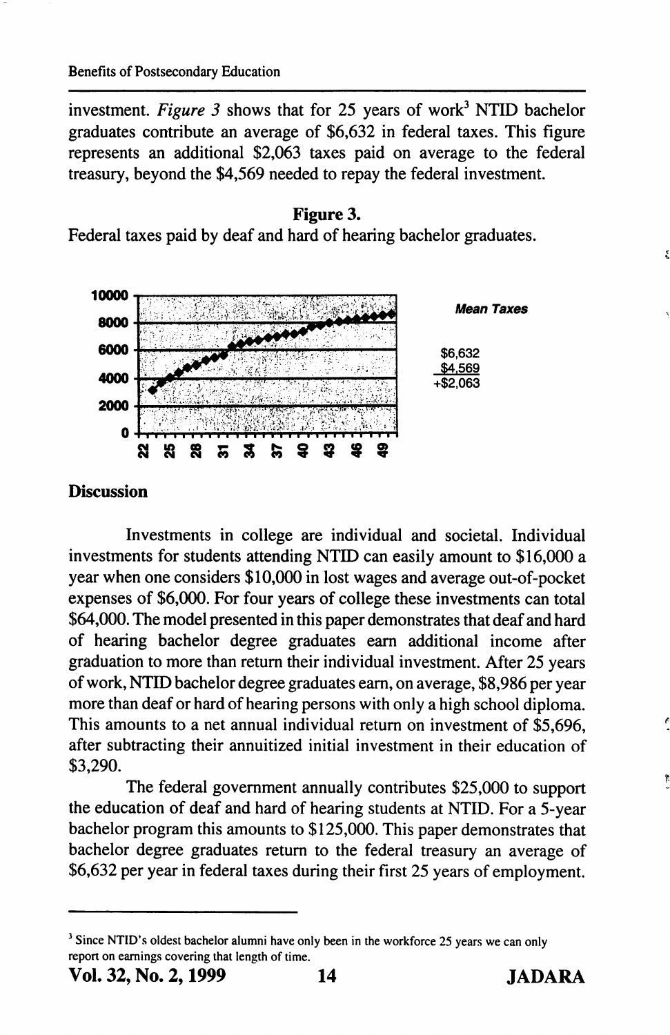investment. *Figure 3* shows that for 25 years of work[3] NTID bachelor graduates contribute an average of $6,632 in federal taxes. This figure represents an additional $2,063 taxes paid on average to the federal treasury, beyond the $4,569 needed to repay the federal investment.

**Figure 3.**

Federal taxes paid by deaf and hard of hearing bachelor graduates.

*Mean Taxes*

$6,632
$4,569
+$2,063

## Discussion

Investments in college are individual and societal. Individual investments for students attending NTID can easily amount to $16,000 a year when one considers $10,000 in lost wages and average out-of-pocket expenses of $6,000. For four years of college these investments can total $64,000. The model presented in this paper demonstrates that deaf and hard of hearing bachelor degree graduates earn additional income after graduation to more than return their individual investment. After 25 years of work, NTID bachelor degree graduates earn, on average, $8,986 per year more than deaf or hard of hearing persons with only a high school diploma. This amounts to a net annual individual return on investment of $5,696, after subtracting their annuitized initial investment in their education of $3,290.

The federal government annually contributes $25,000 to support the education of deaf and hard of hearing students at NTID. For a 5-year bachelor program this amounts to $125,000. This paper demonstrates that bachelor degree graduates return to the federal treasury an average of $6,632 per year in federal taxes during their first 25 years of employment.

---

[3] Since NTID's oldest bachelor alumni have only been in the workforce 25 years we can only report on earnings covering that length of time.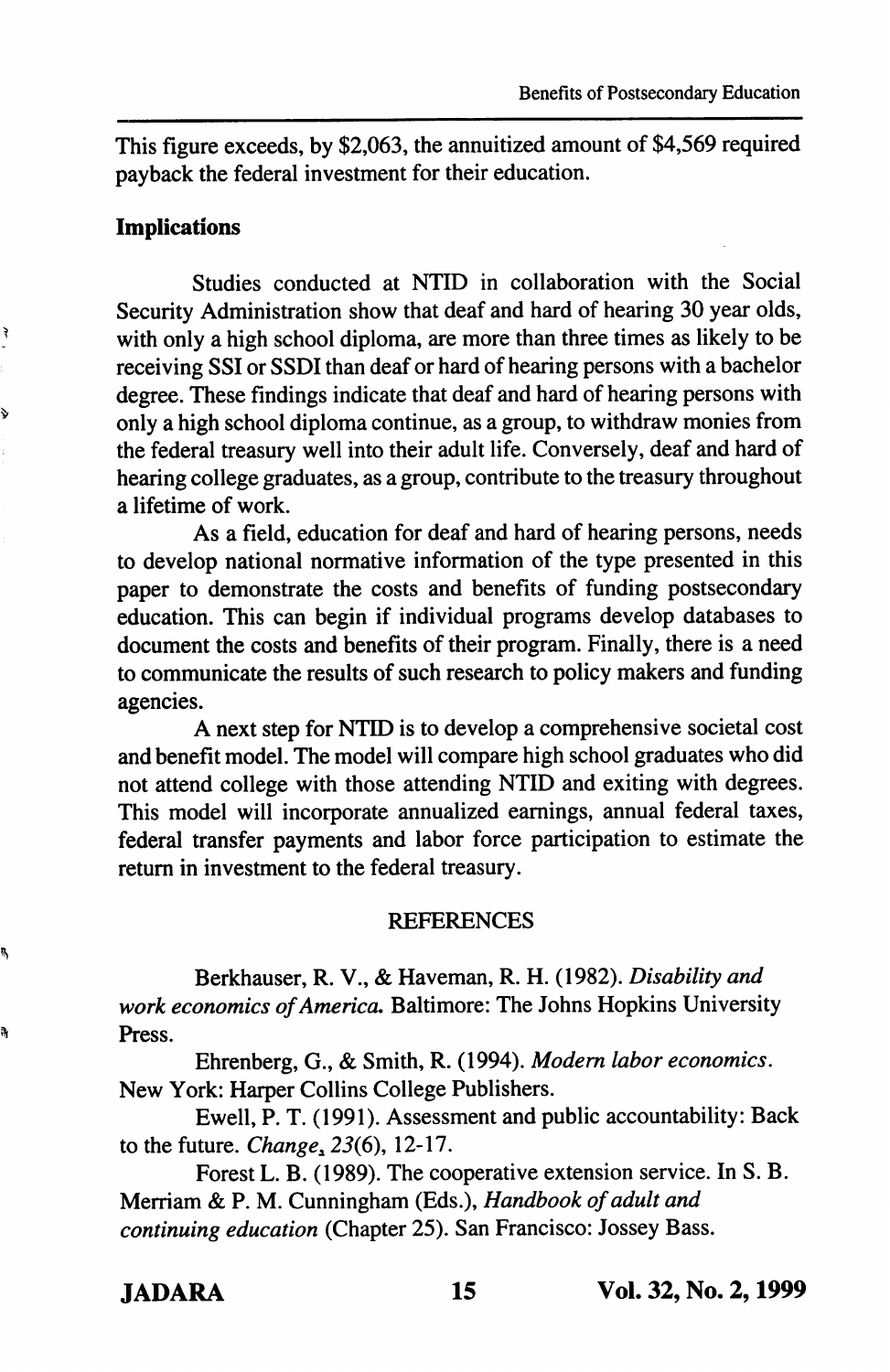This figure exceeds, by $2,063, the annuitized amount of $4,569 required payback the federal investment for their education.

## Implications

Studies conducted at NTID in collaboration with the Social Security Administration show that deaf and hard of hearing 30 year olds, with only a high school diploma, are more than three times as likely to be receiving SSI or SSDI than deaf or hard of hearing persons with a bachelor degree. These findings indicate that deaf and hard of hearing persons with only a high school diploma continue, as a group, to withdraw monies from the federal treasury well into their adult life. Conversely, deaf and hard of hearing college graduates, as a group, contribute to the treasury throughout a lifetime of work.

As a field, education for deaf and hard of hearing persons, needs to develop national normative information of the type presented in this paper to demonstrate the costs and benefits of funding postsecondary education. This can begin if individual programs develop databases to document the costs and benefits of their program. Finally, there is a need to communicate the results of such research to policy makers and funding agencies.

A next step for NTID is to develop a comprehensive societal cost and benefit model. The model will compare high school graduates who did not attend college with those attending NTID and exiting with degrees. This model will incorporate annualized earnings, annual federal taxes, federal transfer payments and labor force participation to estimate the return in investment to the federal treasury.

## REFERENCES

Berkhauser, R. V., & Haveman, R. H. (1982). *Disability and work economics of America.* Baltimore: The Johns Hopkins University Press.

Ehrenberg, G., & Smith, R. (1994). *Modern labor economics.* New York: Harper Collins College Publishers.

Ewell, P. T. (1991). Assessment and public accountability: Back to the future. *Change*, *23*(6), 12-17.

Forest L. B. (1989). The cooperative extension service. In S. B. Merriam & P. M. Cunningham (Eds.), *Handbook of adult and continuing education* (Chapter 25). San Francisco: Jossey Bass.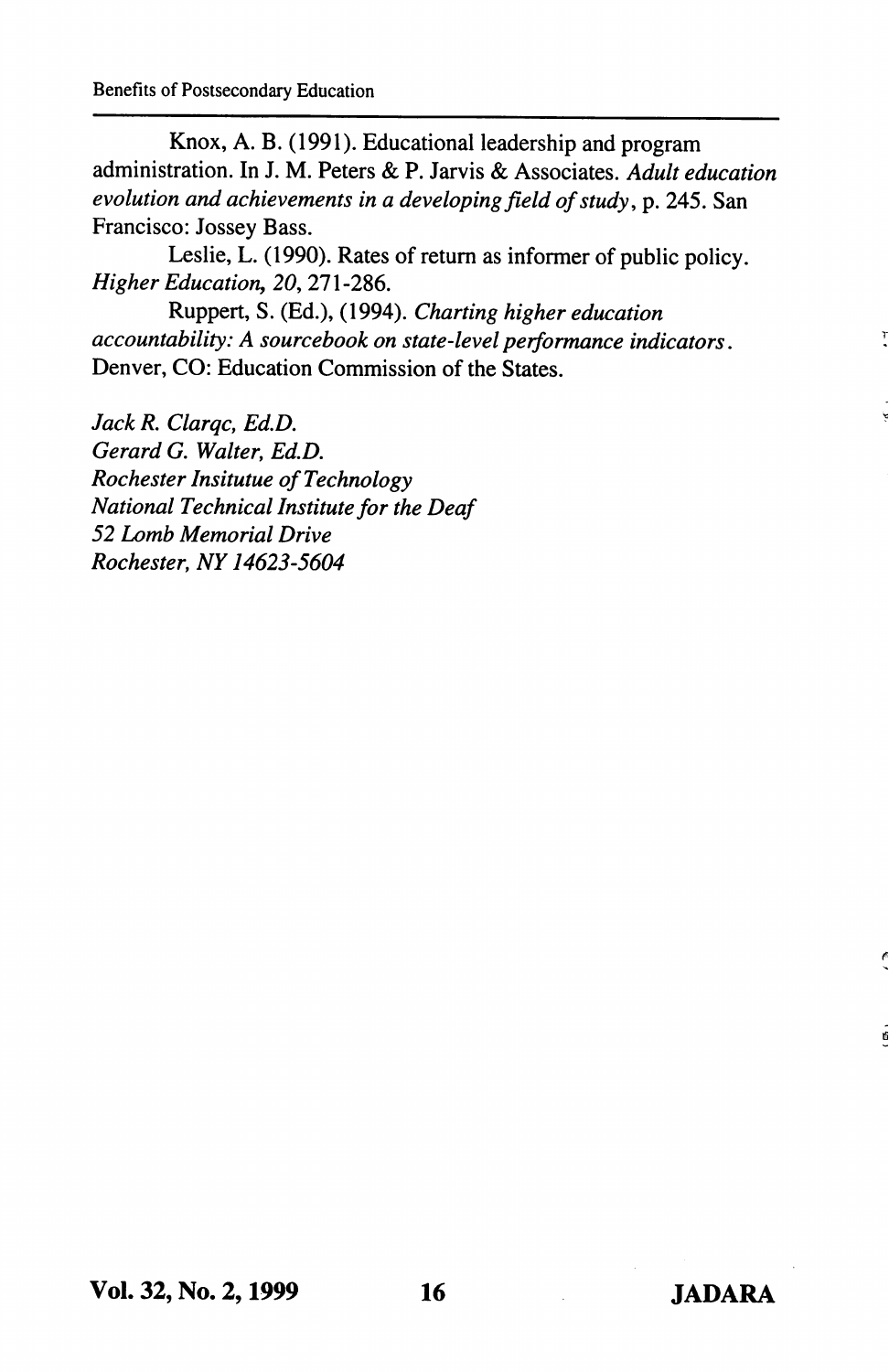Knox, A. B. (1991). Educational leadership and program administration. In J. M. Peters & P. Jarvis & Associates. *Adult education evolution and achievements in a developing field of study*, p. 245. San Francisco: Jossey Bass.

Leslie, L. (1990). Rates of return as informer of public policy. *Higher Education, 20*, 271-286.

Ruppert, S. (Ed.), (1994). *Charting higher education accountability: A sourcebook on state-level performance indicators*. Denver, CO: Education Commission of the States.

*Jack R. Clarqc, Ed.D.*
*Gerard G. Walter, Ed.D.*
*Rochester Insitutue of Technology*
*National Technical Institute for the Deaf*
*52 Lomb Memorial Drive*
*Rochester, NY 14623-5604*